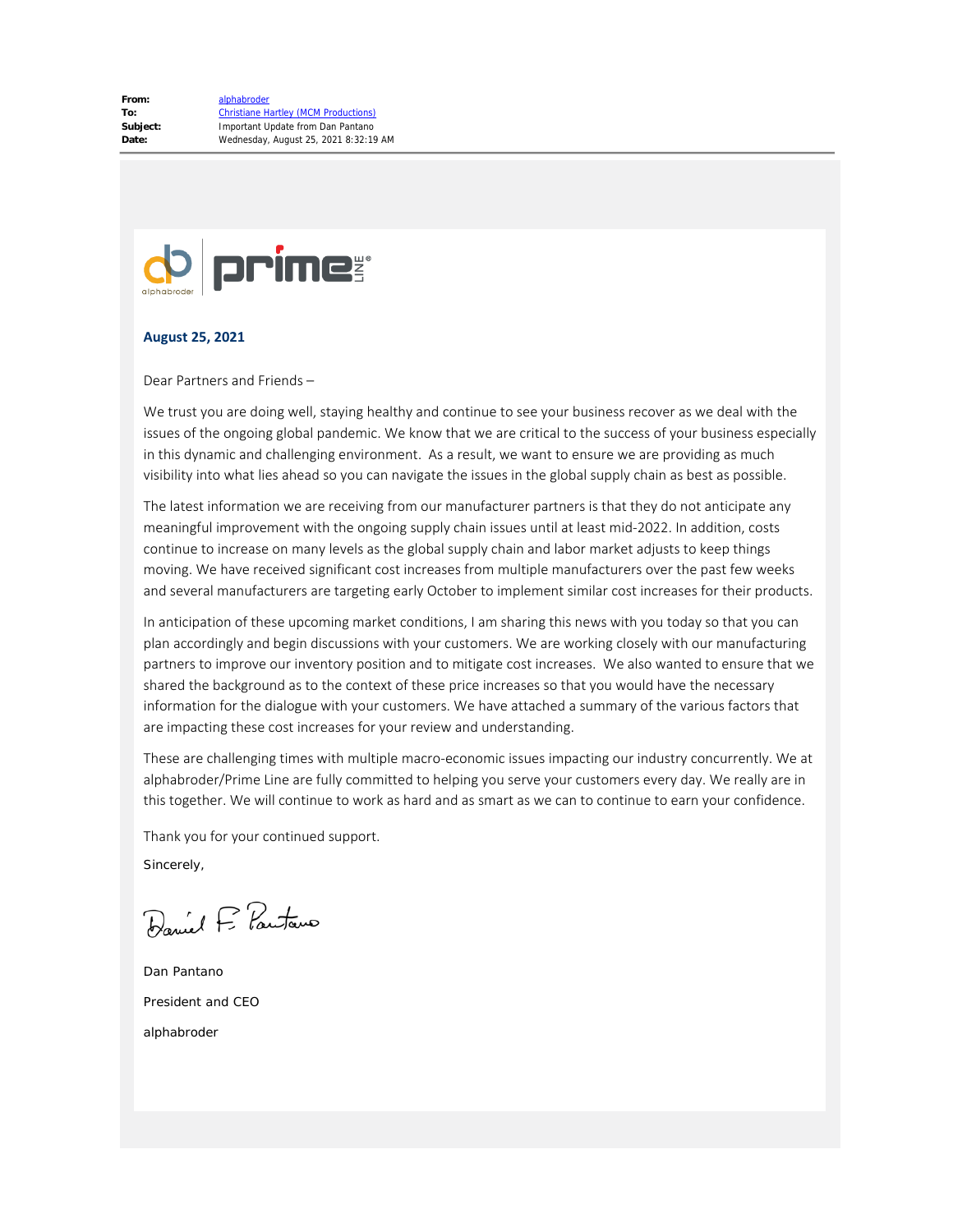**From:** alphabroder
**To:** Christiane Hartley (MCM Productions)
**Subject:** Important Update from Dan Pantano
**Date:** Wednesday, August 25, 2021 8:32:19 AM

**August 25, 2021**

Dear Partners and Friends –

We trust you are doing well, staying healthy and continue to see your business recover as we deal with the issues of the ongoing global pandemic. We know that we are critical to the success of your business especially in this dynamic and challenging environment. As a result, we want to ensure we are providing as much visibility into what lies ahead so you can navigate the issues in the global supply chain as best as possible.

The latest information we are receiving from our manufacturer partners is that they do not anticipate any meaningful improvement with the ongoing supply chain issues until at least mid-2022. In addition, costs continue to increase on many levels as the global supply chain and labor market adjusts to keep things moving. We have received significant cost increases from multiple manufacturers over the past few weeks and several manufacturers are targeting early October to implement similar cost increases for their products.

In anticipation of these upcoming market conditions, I am sharing this news with you today so that you can plan accordingly and begin discussions with your customers. We are working closely with our manufacturing partners to improve our inventory position and to mitigate cost increases. We also wanted to ensure that we shared the background as to the context of these price increases so that you would have the necessary information for the dialogue with your customers. We have attached a summary of the various factors that are impacting these cost increases for your review and understanding.

These are challenging times with multiple macro-economic issues impacting our industry concurrently. We at alphabroder/Prime Line are fully committed to helping you serve your customers every day. We really are in this together. We will continue to work as hard and as smart as we can to continue to earn your confidence.

Thank you for your continued support.

Sincerely,

Daniel F. Pantano

Dan Pantano

President and CEO

alphabroder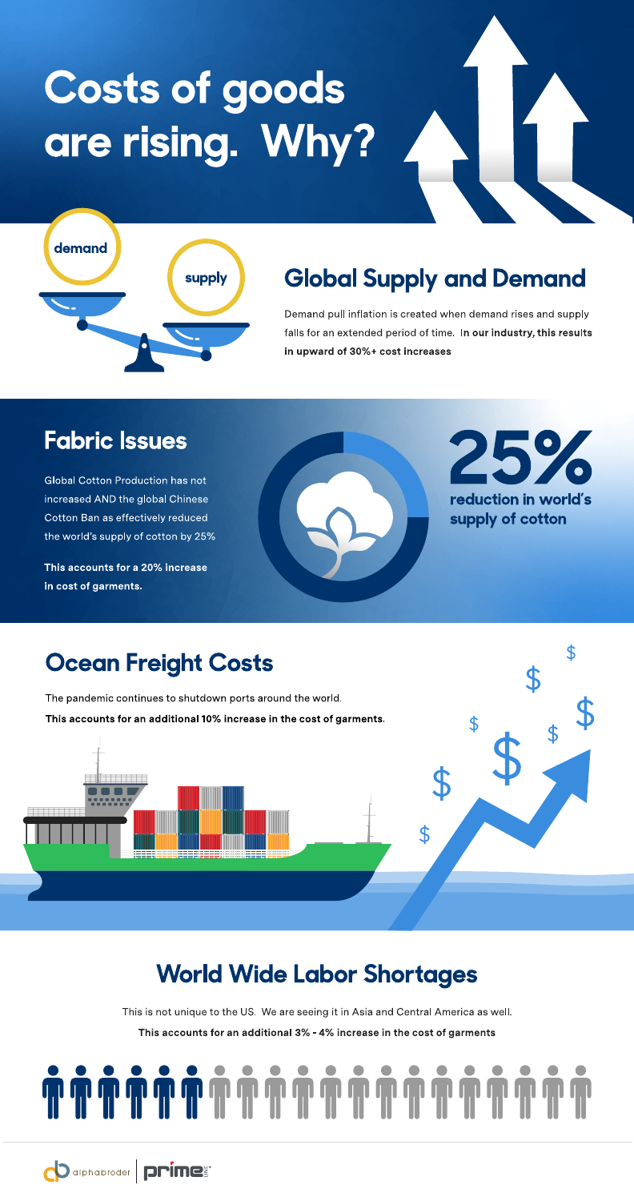# Costs of goods are rising. Why?

demand

supply

## Global Supply and Demand

Demand pull inflation is created when demand rises and supply falls for an extended period of time. I**n our industry, this results in upward of 30%+ cost increases**

## Fabric Issues

Global Cotton Production has not increased AND the global Chinese Cotton Ban as effectively reduced the world's supply of cotton by 25%

**This accounts for a 20% increase in cost of garments.**

**25%**

**reduction in world's supply of cotton**

## Ocean Freight Costs

The pandemic continues to shutdown ports around the world.

**This accounts for an additional 10% increase in the cost of garments.**

## World Wide Labor Shortages

This is not unique to the US. We are seeing it in Asia and Central America as well.

**This accounts for an additional 3% - 4% increase in the cost of garments**

alphabroder | prime